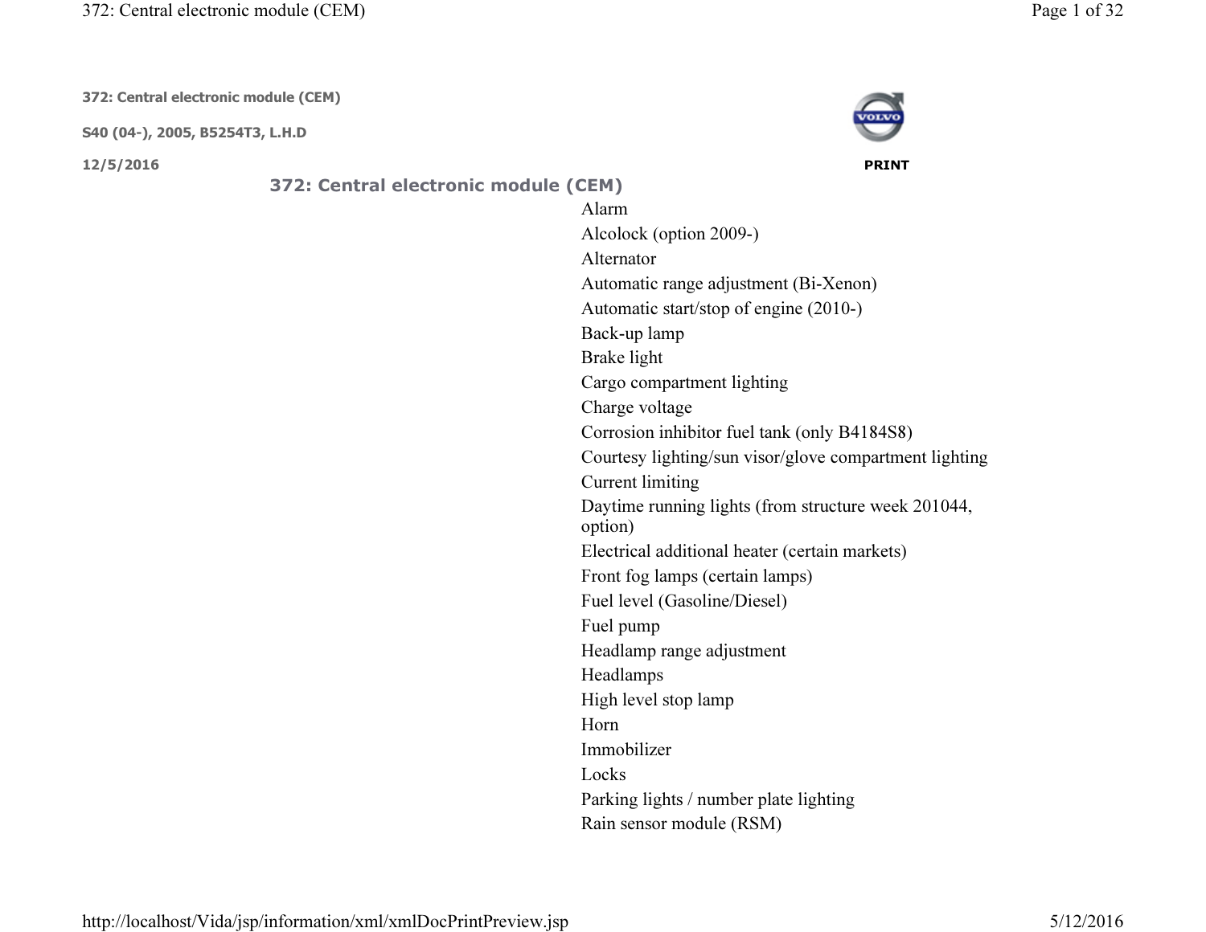**372: Central electronic module (CEM)**

**S40 (04-), 2005, B5254T3, L.H.D**

**12/5/2016**

**PRINT**

## 372: Central electronic module (CEM)

- Alarm
- Alcolock (option 2009-)
- Alternator
- Automatic range adjustment (Bi-Xenon)
- Automatic start/stop of engine (2010-)
- Back-up lamp
- Brake light
- Cargo compartment lighting
- Charge voltage
- Corrosion inhibitor fuel tank (only B4184S8)
- Courtesy lighting/sun visor/glove compartment lighting
- Current limiting
- Daytime running lights (from structure week 201044, option)
- Electrical additional heater (certain markets)
- Front fog lamps (certain lamps)
- Fuel level (Gasoline/Diesel)
- Fuel pump
- Headlamp range adjustment
- Headlamps
- High level stop lamp
- Horn
- Immobilizer
- Locks
- Parking lights / number plate lighting
- Rain sensor module (RSM)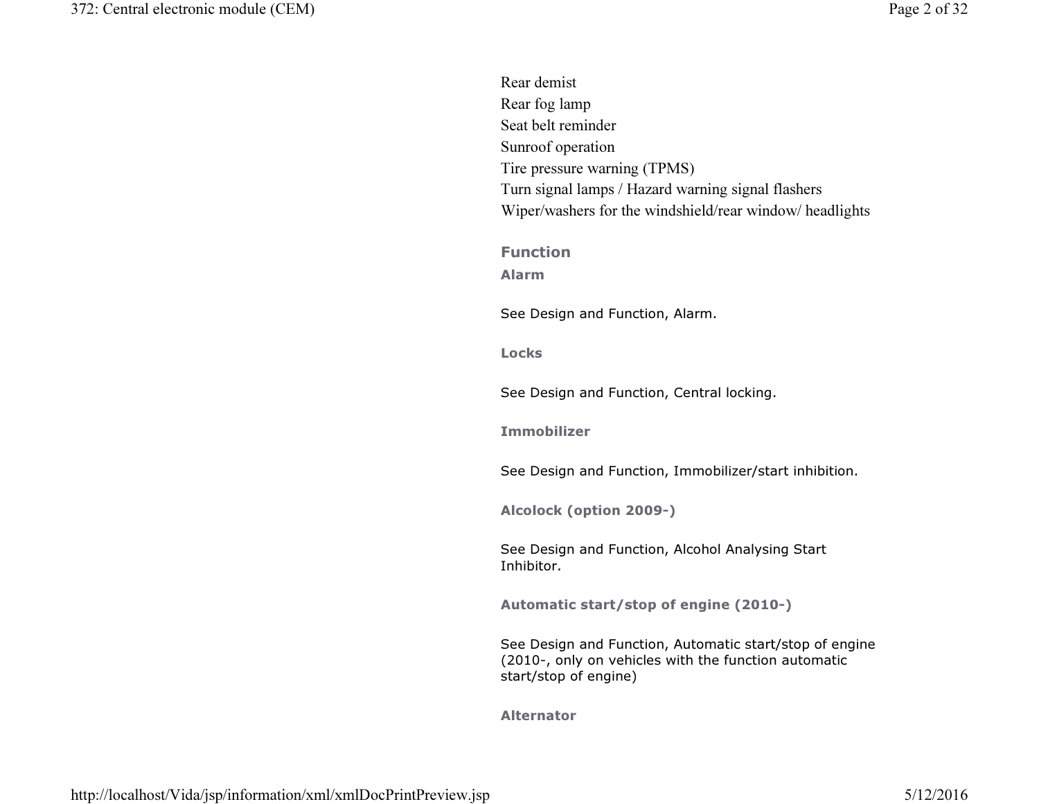Rear demist
Rear fog lamp
Seat belt reminder
Sunroof operation
Tire pressure warning (TPMS)
Turn signal lamps / Hazard warning signal flashers
Wiper/washers for the windshield/rear window/ headlights

## Function

### Alarm

See Design and Function, Alarm.

### Locks

See Design and Function, Central locking.

### Immobilizer

See Design and Function, Immobilizer/start inhibition.

### Alcolock (option 2009-)

See Design and Function, Alcohol Analysing Start Inhibitor.

### Automatic start/stop of engine (2010-)

See Design and Function, Automatic start/stop of engine (2010-, only on vehicles with the function automatic start/stop of engine)

### Alternator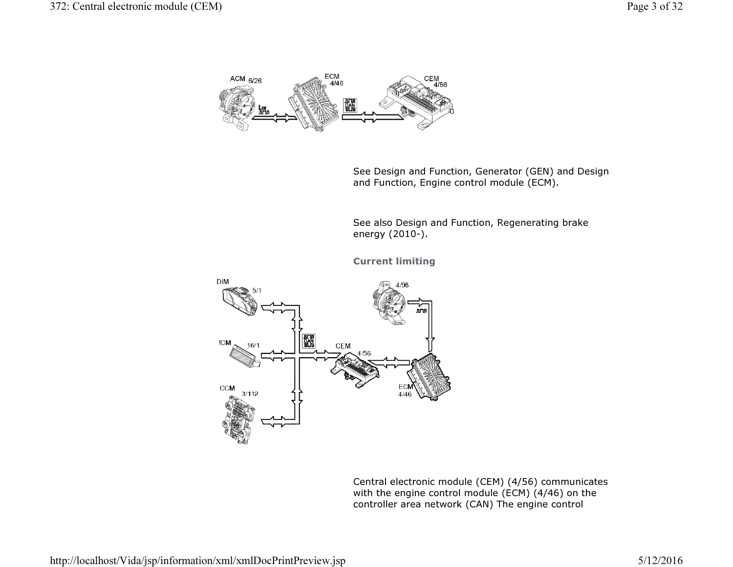See Design and Function, Generator (GEN) and Design and Function, Engine control module (ECM).

See also Design and Function, Regenerating brake energy (2010-).

**Current limiting**

Central electronic module (CEM) (4/56) communicates with the engine control module (ECM) (4/46) on the controller area network (CAN) The engine control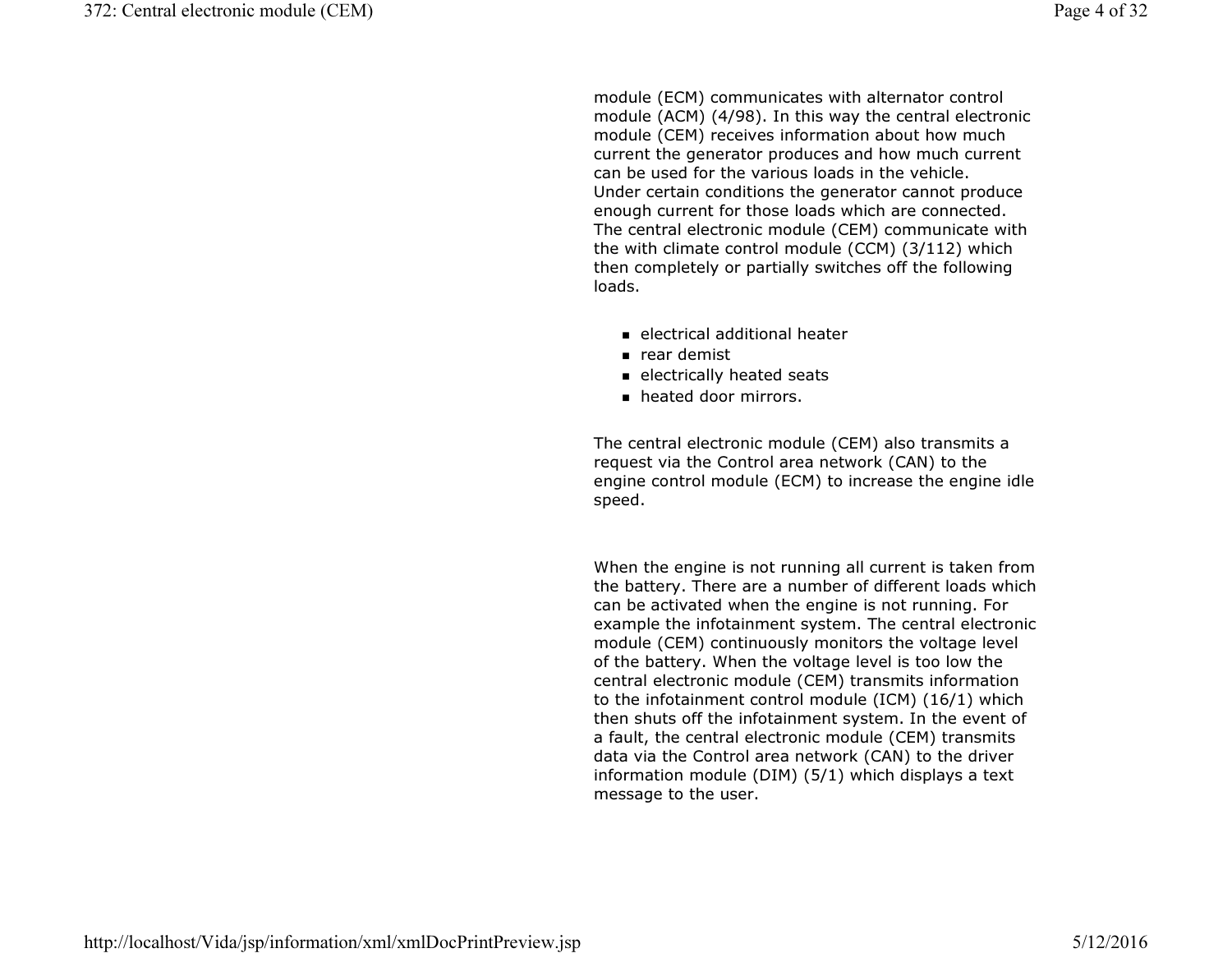module (ECM) communicates with alternator control module (ACM) (4/98). In this way the central electronic module (CEM) receives information about how much current the generator produces and how much current can be used for the various loads in the vehicle.
Under certain conditions the generator cannot produce enough current for those loads which are connected. The central electronic module (CEM) communicate with the with climate control module (CCM) (3/112) which then completely or partially switches off the following loads.

- electrical additional heater
- rear demist
- electrically heated seats
- heated door mirrors.

The central electronic module (CEM) also transmits a request via the Control area network (CAN) to the engine control module (ECM) to increase the engine idle speed.

When the engine is not running all current is taken from the battery. There are a number of different loads which can be activated when the engine is not running. For example the infotainment system. The central electronic module (CEM) continuously monitors the voltage level of the battery. When the voltage level is too low the central electronic module (CEM) transmits information to the infotainment control module (ICM) (16/1) which then shuts off the infotainment system. In the event of a fault, the central electronic module (CEM) transmits data via the Control area network (CAN) to the driver information module (DIM) (5/1) which displays a text message to the user.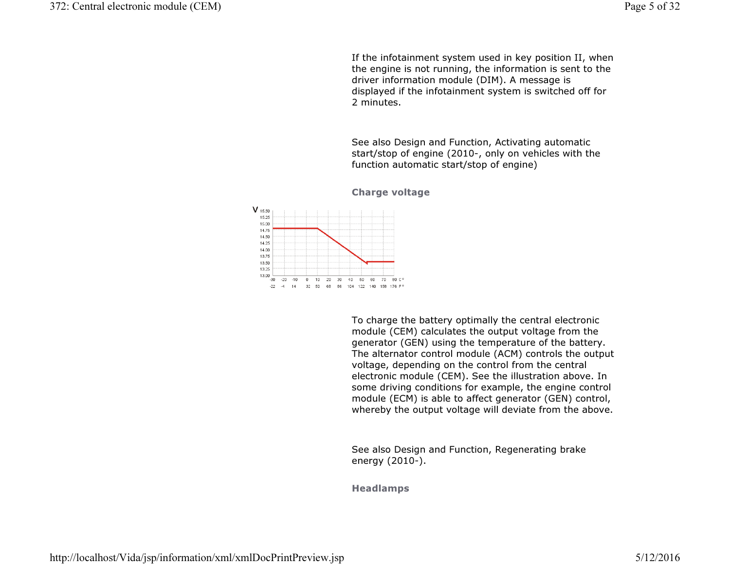If the infotainment system used in key position II, when the engine is not running, the information is sent to the driver information module (DIM). A message is displayed if the infotainment system is switched off for 2 minutes.

See also Design and Function, Activating automatic start/stop of engine (2010-, only on vehicles with the function automatic start/stop of engine)

### Charge voltage

To charge the battery optimally the central electronic module (CEM) calculates the output voltage from the generator (GEN) using the temperature of the battery. The alternator control module (ACM) controls the output voltage, depending on the control from the central electronic module (CEM). See the illustration above. In some driving conditions for example, the engine control module (ECM) is able to affect generator (GEN) control, whereby the output voltage will deviate from the above.

See also Design and Function, Regenerating brake energy (2010-).

### Headlamps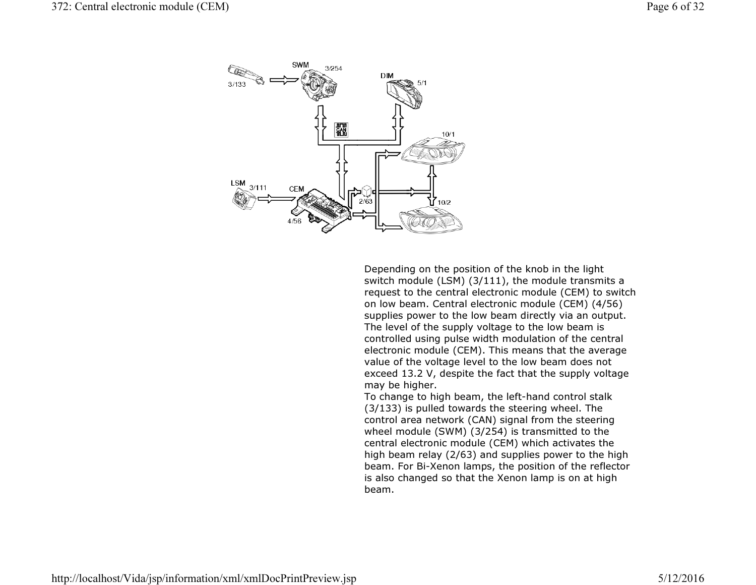Depending on the position of the knob in the light switch module (LSM) (3/111), the module transmits a request to the central electronic module (CEM) to switch on low beam. Central electronic module (CEM) (4/56) supplies power to the low beam directly via an output. The level of the supply voltage to the low beam is controlled using pulse width modulation of the central electronic module (CEM). This means that the average value of the voltage level to the low beam does not exceed 13.2 V, despite the fact that the supply voltage may be higher.

To change to high beam, the left-hand control stalk (3/133) is pulled towards the steering wheel. The control area network (CAN) signal from the steering wheel module (SWM) (3/254) is transmitted to the central electronic module (CEM) which activates the high beam relay (2/63) and supplies power to the high beam. For Bi-Xenon lamps, the position of the reflector is also changed so that the Xenon lamp is on at high beam.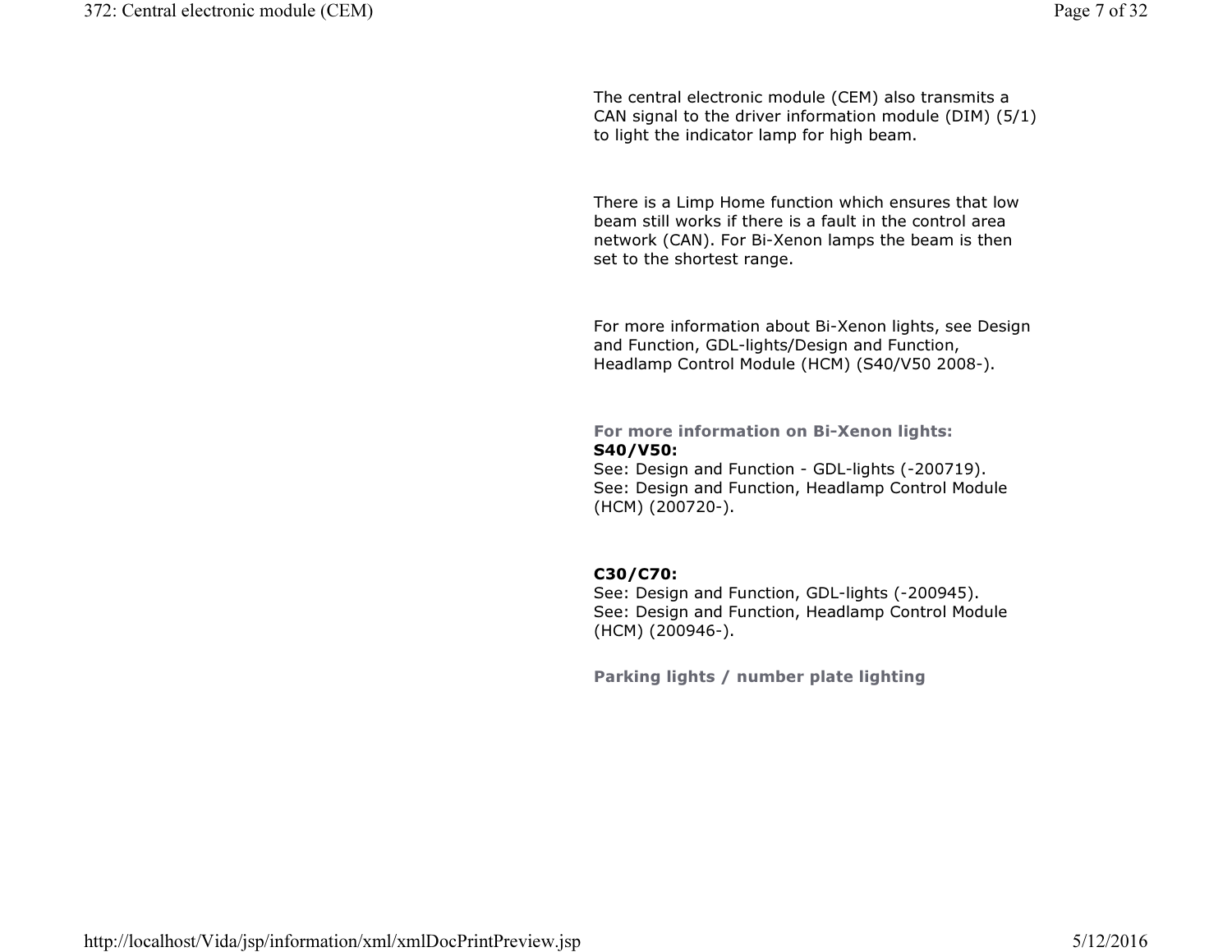The central electronic module (CEM) also transmits a CAN signal to the driver information module (DIM) (5/1) to light the indicator lamp for high beam.

There is a Limp Home function which ensures that low beam still works if there is a fault in the control area network (CAN). For Bi-Xenon lamps the beam is then set to the shortest range.

For more information about Bi-Xenon lights, see Design and Function, GDL-lights/Design and Function, Headlamp Control Module (HCM) (S40/V50 2008-).

**For more information on Bi-Xenon lights:**
**S40/V50:**
See: Design and Function - GDL-lights (-200719).
See: Design and Function, Headlamp Control Module (HCM) (200720-).

**C30/C70:**
See: Design and Function, GDL-lights (-200945).
See: Design and Function, Headlamp Control Module (HCM) (200946-).

**Parking lights / number plate lighting**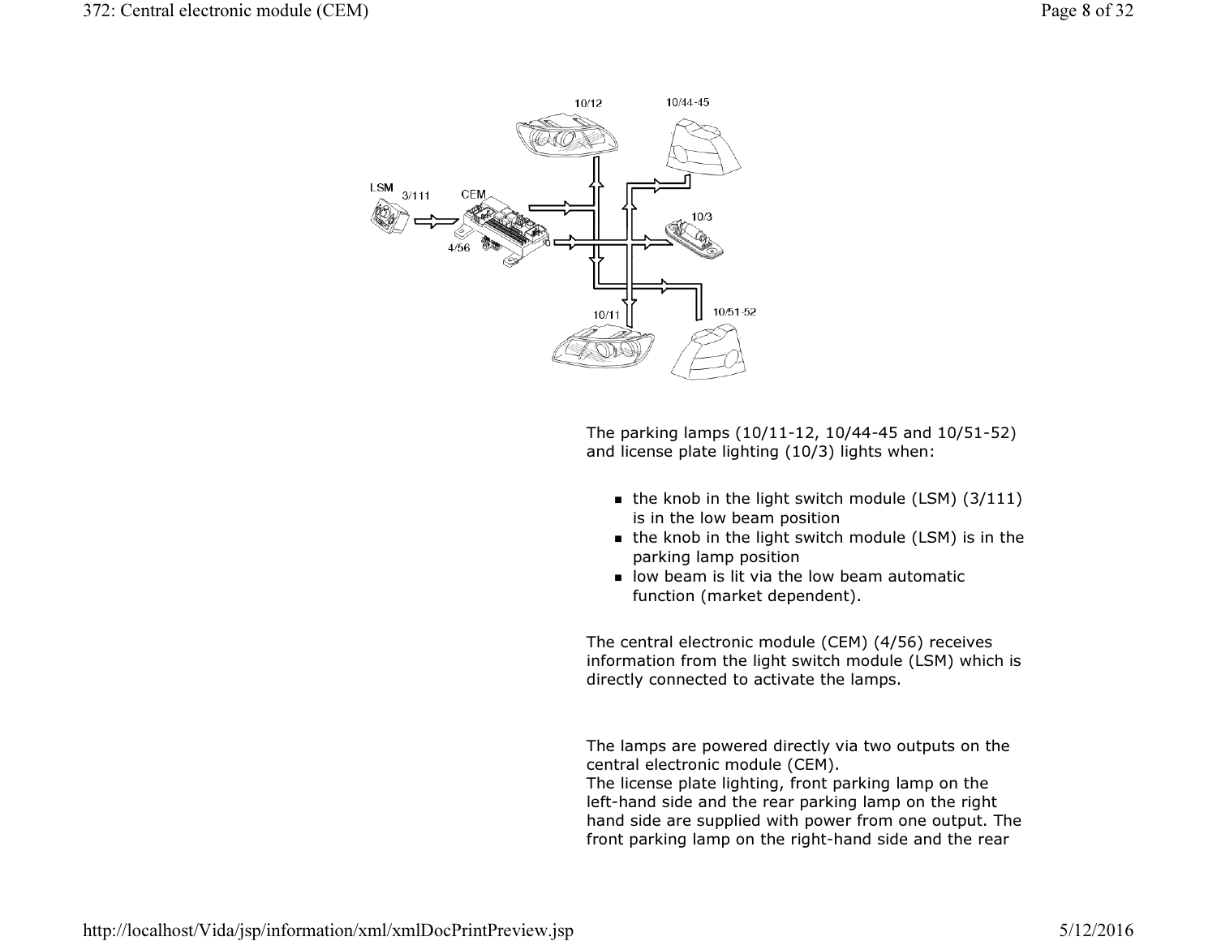The parking lamps (10/11-12, 10/44-45 and 10/51-52) and license plate lighting (10/3) lights when:

- the knob in the light switch module (LSM) (3/111) is in the low beam position
- the knob in the light switch module (LSM) is in the parking lamp position
- low beam is lit via the low beam automatic function (market dependent).

The central electronic module (CEM) (4/56) receives information from the light switch module (LSM) which is directly connected to activate the lamps.

The lamps are powered directly via two outputs on the central electronic module (CEM).
The license plate lighting, front parking lamp on the left-hand side and the rear parking lamp on the right hand side are supplied with power from one output. The front parking lamp on the right-hand side and the rear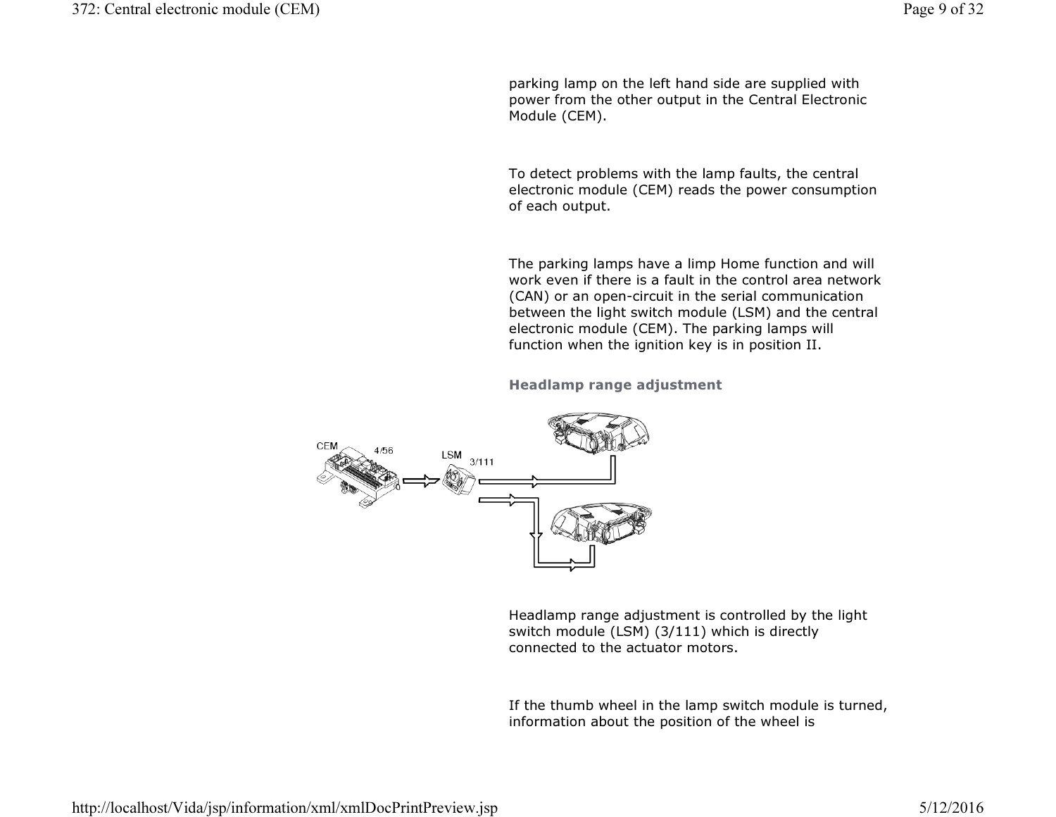parking lamp on the left hand side are supplied with power from the other output in the Central Electronic Module (CEM).

To detect problems with the lamp faults, the central electronic module (CEM) reads the power consumption of each output.

The parking lamps have a limp Home function and will work even if there is a fault in the control area network (CAN) or an open-circuit in the serial communication between the light switch module (LSM) and the central electronic module (CEM). The parking lamps will function when the ignition key is in position II.

### Headlamp range adjustment

CEM 4/56

LSM 3/111

Headlamp range adjustment is controlled by the light switch module (LSM) (3/111) which is directly connected to the actuator motors.

If the thumb wheel in the lamp switch module is turned, information about the position of the wheel is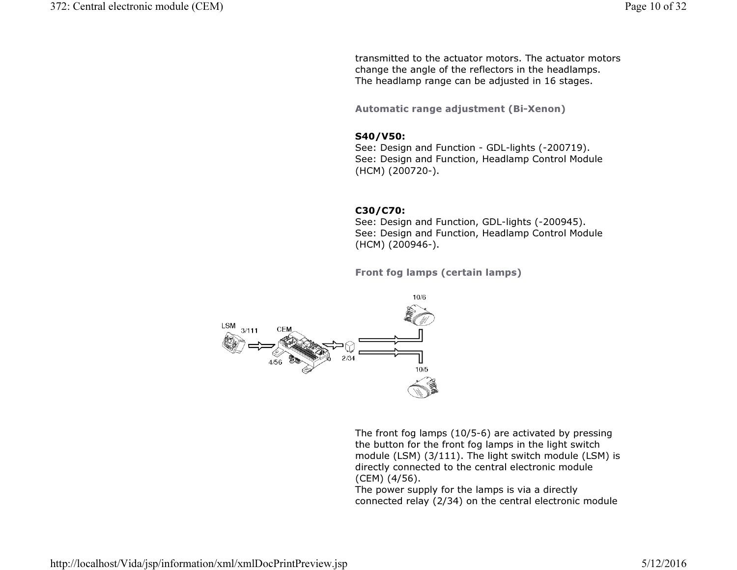transmitted to the actuator motors. The actuator motors change the angle of the reflectors in the headlamps. The headlamp range can be adjusted in 16 stages.

### Automatic range adjustment (Bi-Xenon)

**S40/V50:**
See: Design and Function - GDL-lights (-200719).
See: Design and Function, Headlamp Control Module (HCM) (200720-).

**C30/C70:**
See: Design and Function, GDL-lights (-200945).
See: Design and Function, Headlamp Control Module (HCM) (200946-).

### Front fog lamps (certain lamps)

The front fog lamps (10/5-6) are activated by pressing the button for the front fog lamps in the light switch module (LSM) (3/111). The light switch module (LSM) is directly connected to the central electronic module (CEM) (4/56).
The power supply for the lamps is via a directly connected relay (2/34) on the central electronic module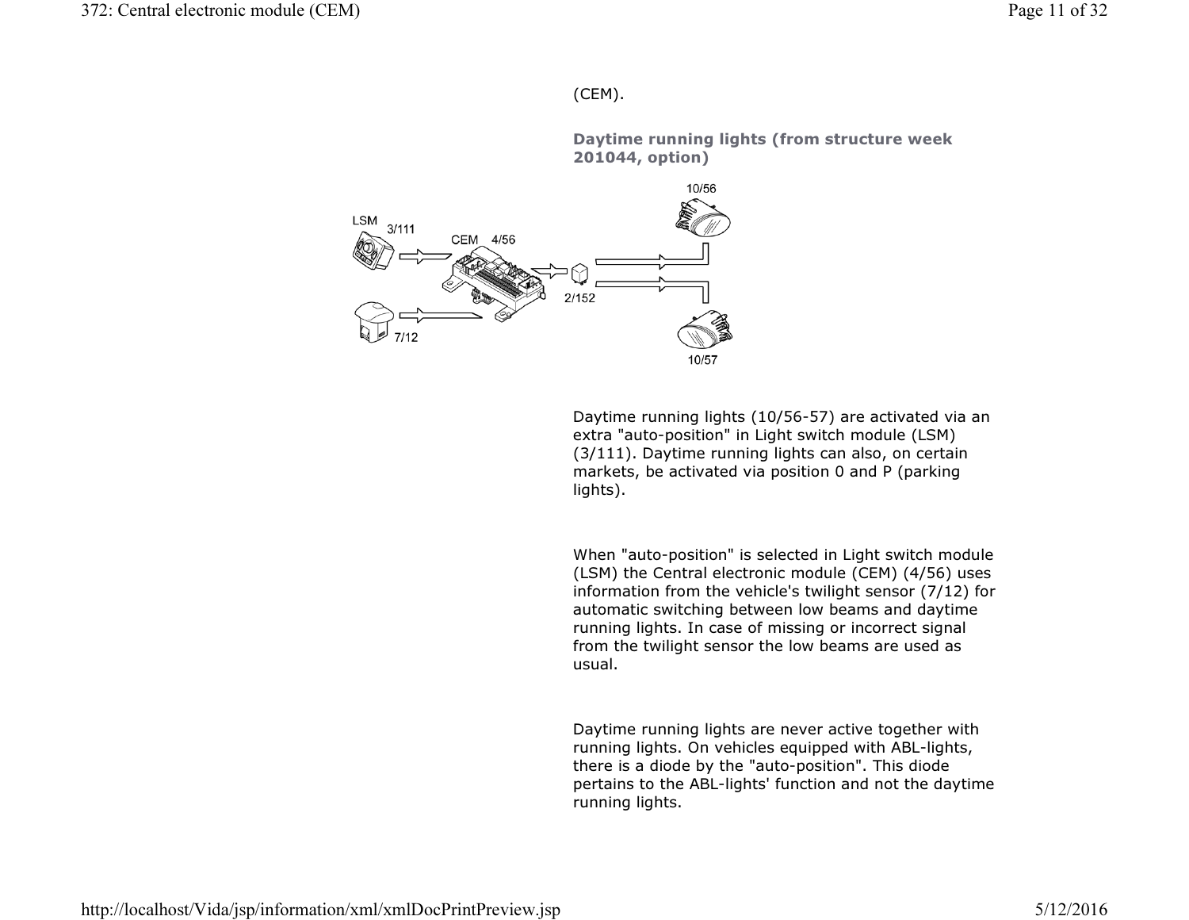(CEM).

**Daytime running lights (from structure week 201044, option)**

Daytime running lights (10/56-57) are activated via an extra "auto-position" in Light switch module (LSM) (3/111). Daytime running lights can also, on certain markets, be activated via position 0 and P (parking lights).

When "auto-position" is selected in Light switch module (LSM) the Central electronic module (CEM) (4/56) uses information from the vehicle's twilight sensor (7/12) for automatic switching between low beams and daytime running lights. In case of missing or incorrect signal from the twilight sensor the low beams are used as usual.

Daytime running lights are never active together with running lights. On vehicles equipped with ABL-lights, there is a diode by the "auto-position". This diode pertains to the ABL-lights' function and not the daytime running lights.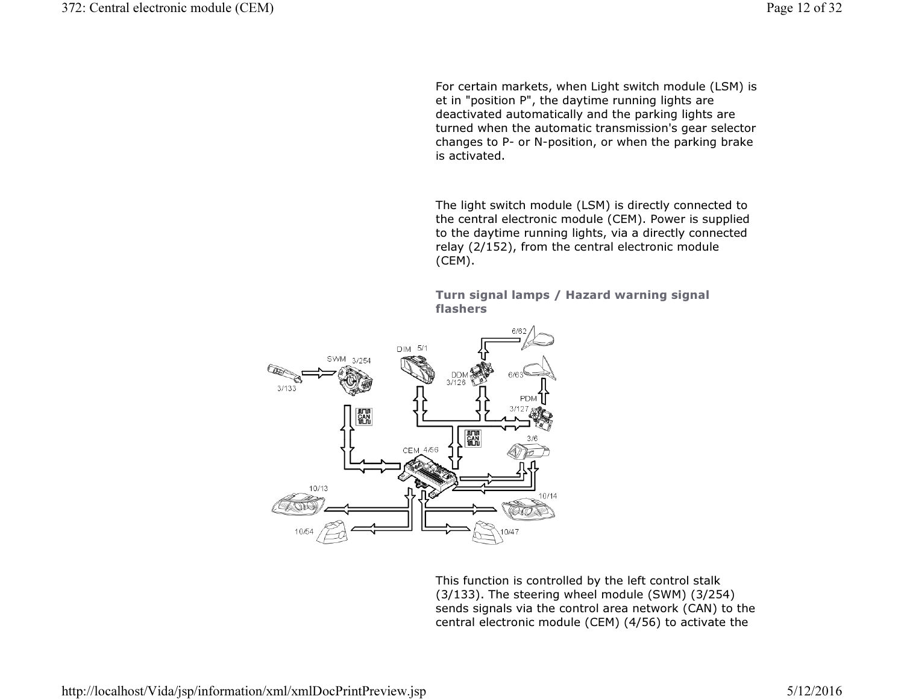For certain markets, when Light switch module (LSM) is et in "position P", the daytime running lights are deactivated automatically and the parking lights are turned when the automatic transmission's gear selector changes to P- or N-position, or when the parking brake is activated.

The light switch module (LSM) is directly connected to the central electronic module (CEM). Power is supplied to the daytime running lights, via a directly connected relay (2/152), from the central electronic module (CEM).

### Turn signal lamps / Hazard warning signal flashers

This function is controlled by the left control stalk (3/133). The steering wheel module (SWM) (3/254) sends signals via the control area network (CAN) to the central electronic module (CEM) (4/56) to activate the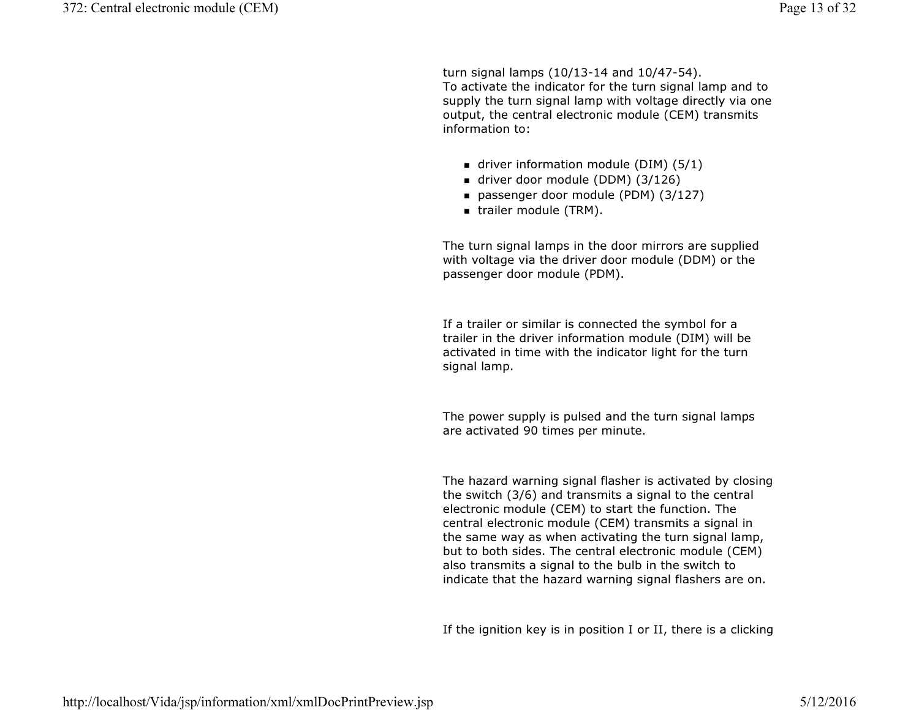turn signal lamps (10/13-14 and 10/47-54).
To activate the indicator for the turn signal lamp and to supply the turn signal lamp with voltage directly via one output, the central electronic module (CEM) transmits information to:

- driver information module (DIM) (5/1)
- driver door module (DDM) (3/126)
- passenger door module (PDM) (3/127)
- trailer module (TRM).

The turn signal lamps in the door mirrors are supplied with voltage via the driver door module (DDM) or the passenger door module (PDM).

If a trailer or similar is connected the symbol for a trailer in the driver information module (DIM) will be activated in time with the indicator light for the turn signal lamp.

The power supply is pulsed and the turn signal lamps are activated 90 times per minute.

The hazard warning signal flasher is activated by closing the switch (3/6) and transmits a signal to the central electronic module (CEM) to start the function. The central electronic module (CEM) transmits a signal in the same way as when activating the turn signal lamp, but to both sides. The central electronic module (CEM) also transmits a signal to the bulb in the switch to indicate that the hazard warning signal flashers are on.

If the ignition key is in position I or II, there is a clicking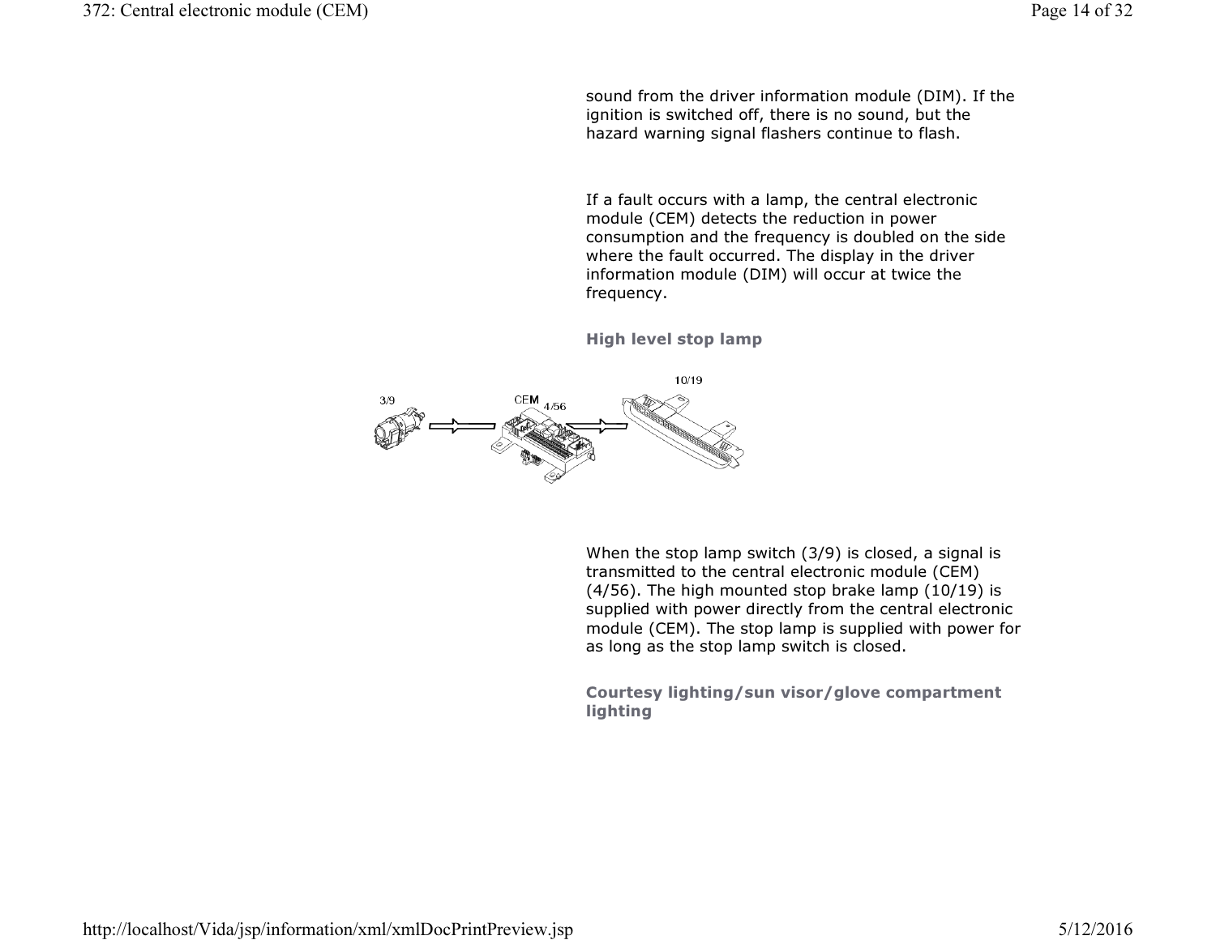sound from the driver information module (DIM). If the ignition is switched off, there is no sound, but the hazard warning signal flashers continue to flash.

If a fault occurs with a lamp, the central electronic module (CEM) detects the reduction in power consumption and the frequency is doubled on the side where the fault occurred. The display in the driver information module (DIM) will occur at twice the frequency.

### High level stop lamp

When the stop lamp switch (3/9) is closed, a signal is transmitted to the central electronic module (CEM) (4/56). The high mounted stop brake lamp (10/19) is supplied with power directly from the central electronic module (CEM). The stop lamp is supplied with power for as long as the stop lamp switch is closed.

### Courtesy lighting/sun visor/glove compartment lighting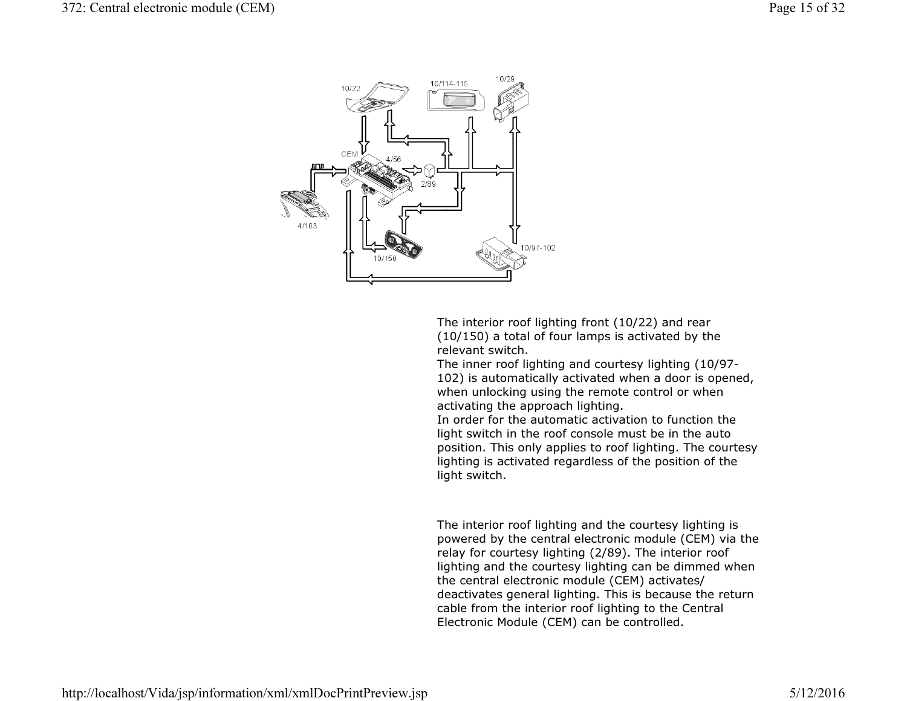The interior roof lighting front (10/22) and rear (10/150) a total of four lamps is activated by the relevant switch.
The inner roof lighting and courtesy lighting (10/97-102) is automatically activated when a door is opened, when unlocking using the remote control or when activating the approach lighting.
In order for the automatic activation to function the light switch in the roof console must be in the auto position. This only applies to roof lighting. The courtesy lighting is activated regardless of the position of the light switch.

The interior roof lighting and the courtesy lighting is powered by the central electronic module (CEM) via the relay for courtesy lighting (2/89). The interior roof lighting and the courtesy lighting can be dimmed when the central electronic module (CEM) activates/ deactivates general lighting. This is because the return cable from the interior roof lighting to the Central Electronic Module (CEM) can be controlled.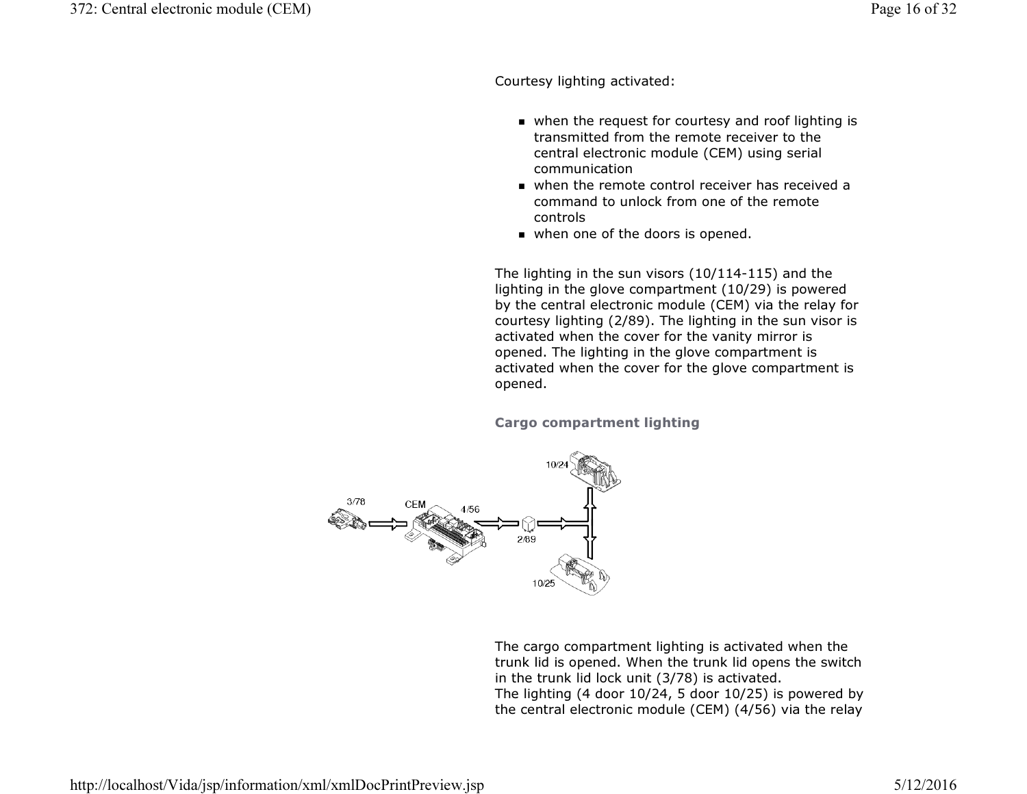Courtesy lighting activated:

- when the request for courtesy and roof lighting is transmitted from the remote receiver to the central electronic module (CEM) using serial communication
- when the remote control receiver has received a command to unlock from one of the remote controls
- when one of the doors is opened.

The lighting in the sun visors (10/114-115) and the lighting in the glove compartment (10/29) is powered by the central electronic module (CEM) via the relay for courtesy lighting (2/89). The lighting in the sun visor is activated when the cover for the vanity mirror is opened. The lighting in the glove compartment is activated when the cover for the glove compartment is opened.

### Cargo compartment lighting

The cargo compartment lighting is activated when the trunk lid is opened. When the trunk lid opens the switch in the trunk lid lock unit (3/78) is activated.
The lighting (4 door 10/24, 5 door 10/25) is powered by the central electronic module (CEM) (4/56) via the relay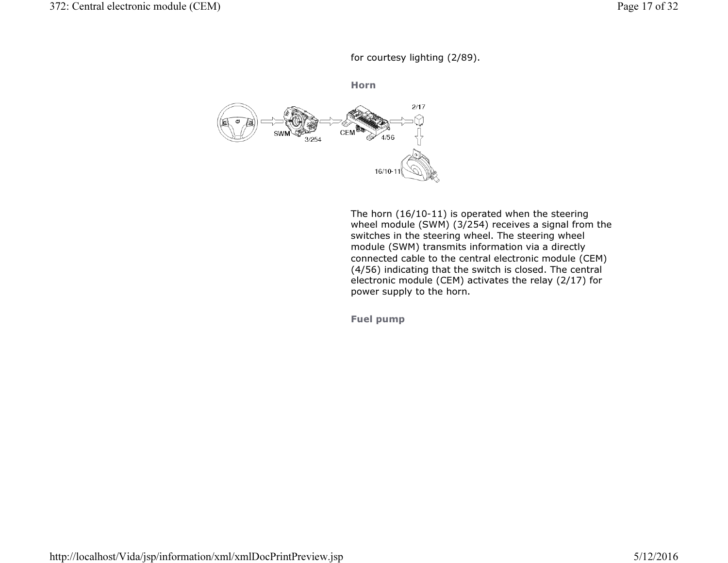for courtesy lighting (2/89).

### Horn

The horn (16/10-11) is operated when the steering wheel module (SWM) (3/254) receives a signal from the switches in the steering wheel. The steering wheel module (SWM) transmits information via a directly connected cable to the central electronic module (CEM) (4/56) indicating that the switch is closed. The central electronic module (CEM) activates the relay (2/17) for power supply to the horn.

### Fuel pump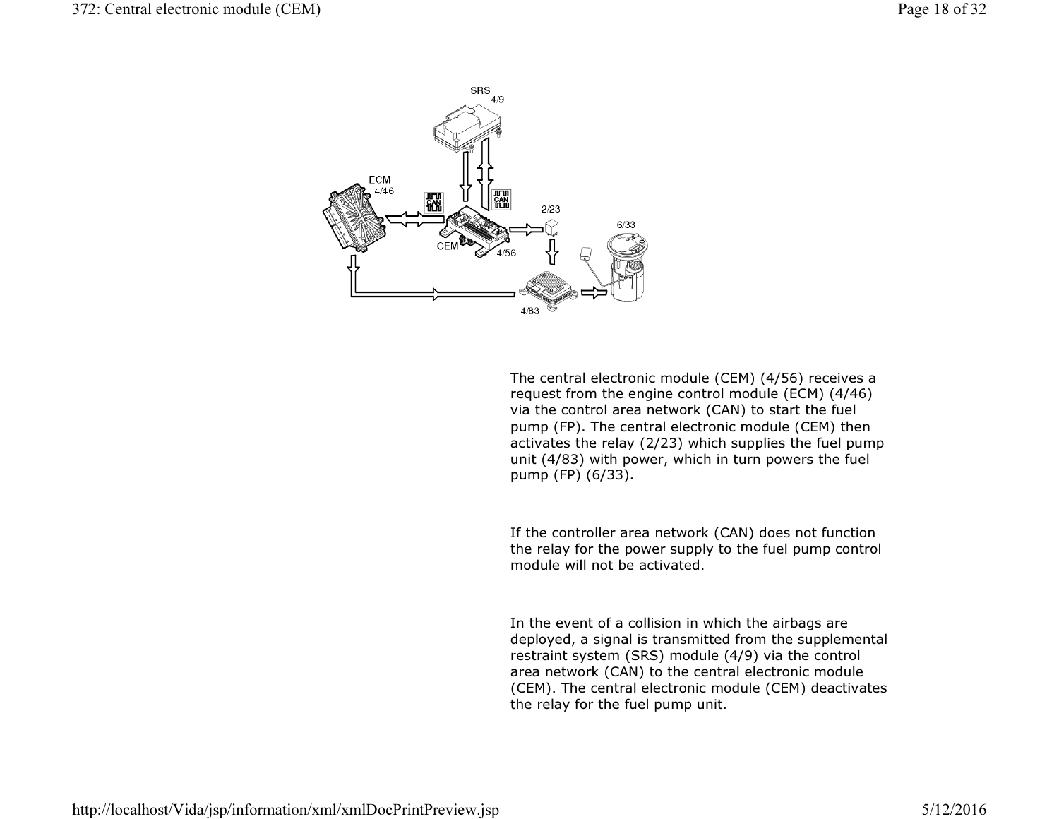The central electronic module (CEM) (4/56) receives a request from the engine control module (ECM) (4/46) via the control area network (CAN) to start the fuel pump (FP). The central electronic module (CEM) then activates the relay (2/23) which supplies the fuel pump unit (4/83) with power, which in turn powers the fuel pump (FP) (6/33).

If the controller area network (CAN) does not function the relay for the power supply to the fuel pump control module will not be activated.

In the event of a collision in which the airbags are deployed, a signal is transmitted from the supplemental restraint system (SRS) module (4/9) via the control area network (CAN) to the central electronic module (CEM). The central electronic module (CEM) deactivates the relay for the fuel pump unit.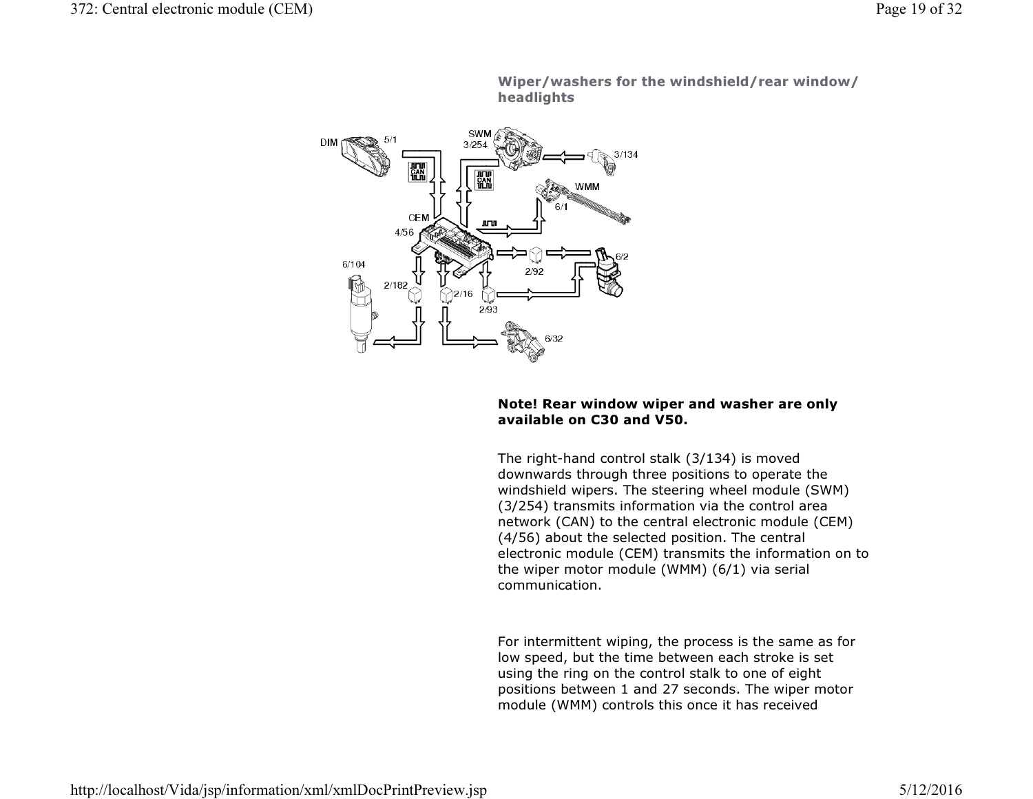### Wiper/washers for the windshield/rear window/ headlights

**Note! Rear window wiper and washer are only available on C30 and V50.**

The right-hand control stalk (3/134) is moved downwards through three positions to operate the windshield wipers. The steering wheel module (SWM) (3/254) transmits information via the control area network (CAN) to the central electronic module (CEM) (4/56) about the selected position. The central electronic module (CEM) transmits the information on to the wiper motor module (WMM) (6/1) via serial communication.

For intermittent wiping, the process is the same as for low speed, but the time between each stroke is set using the ring on the control stalk to one of eight positions between 1 and 27 seconds. The wiper motor module (WMM) controls this once it has received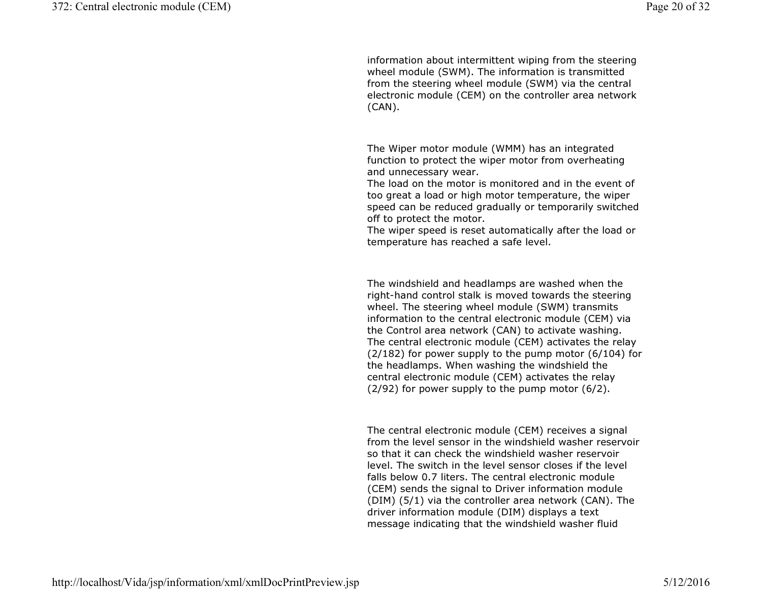information about intermittent wiping from the steering wheel module (SWM). The information is transmitted from the steering wheel module (SWM) via the central electronic module (CEM) on the controller area network (CAN).

The Wiper motor module (WMM) has an integrated function to protect the wiper motor from overheating and unnecessary wear.
The load on the motor is monitored and in the event of too great a load or high motor temperature, the wiper speed can be reduced gradually or temporarily switched off to protect the motor.
The wiper speed is reset automatically after the load or temperature has reached a safe level.

The windshield and headlamps are washed when the right-hand control stalk is moved towards the steering wheel. The steering wheel module (SWM) transmits information to the central electronic module (CEM) via the Control area network (CAN) to activate washing. The central electronic module (CEM) activates the relay (2/182) for power supply to the pump motor (6/104) for the headlamps. When washing the windshield the central electronic module (CEM) activates the relay (2/92) for power supply to the pump motor (6/2).

The central electronic module (CEM) receives a signal from the level sensor in the windshield washer reservoir so that it can check the windshield washer reservoir level. The switch in the level sensor closes if the level falls below 0.7 liters. The central electronic module (CEM) sends the signal to Driver information module (DIM) (5/1) via the controller area network (CAN). The driver information module (DIM) displays a text message indicating that the windshield washer fluid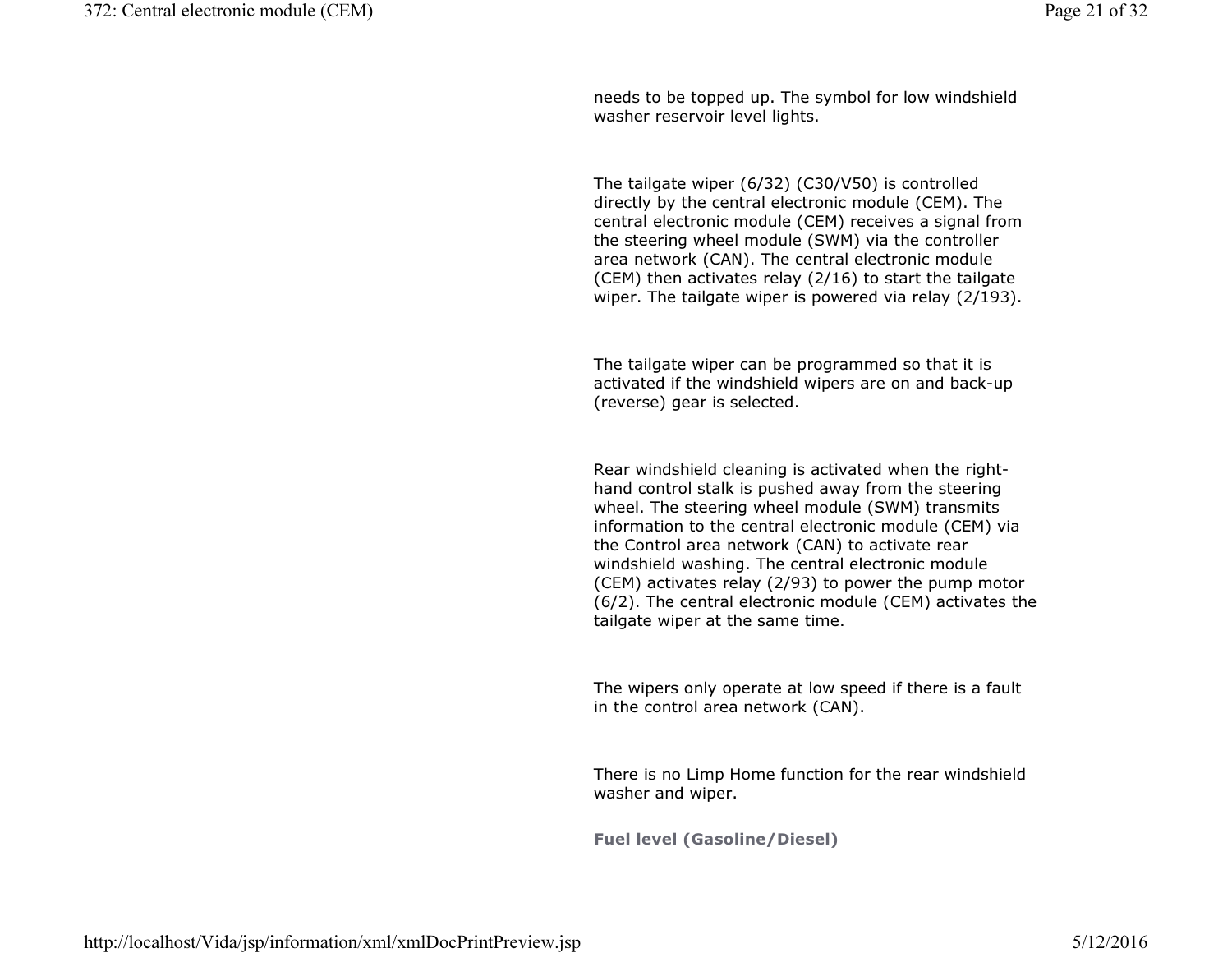needs to be topped up. The symbol for low windshield washer reservoir level lights.

The tailgate wiper (6/32) (C30/V50) is controlled directly by the central electronic module (CEM). The central electronic module (CEM) receives a signal from the steering wheel module (SWM) via the controller area network (CAN). The central electronic module (CEM) then activates relay (2/16) to start the tailgate wiper. The tailgate wiper is powered via relay (2/193).

The tailgate wiper can be programmed so that it is activated if the windshield wipers are on and back-up (reverse) gear is selected.

Rear windshield cleaning is activated when the right-hand control stalk is pushed away from the steering wheel. The steering wheel module (SWM) transmits information to the central electronic module (CEM) via the Control area network (CAN) to activate rear windshield washing. The central electronic module (CEM) activates relay (2/93) to power the pump motor (6/2). The central electronic module (CEM) activates the tailgate wiper at the same time.

The wipers only operate at low speed if there is a fault in the control area network (CAN).

There is no Limp Home function for the rear windshield washer and wiper.

**Fuel level (Gasoline/Diesel)**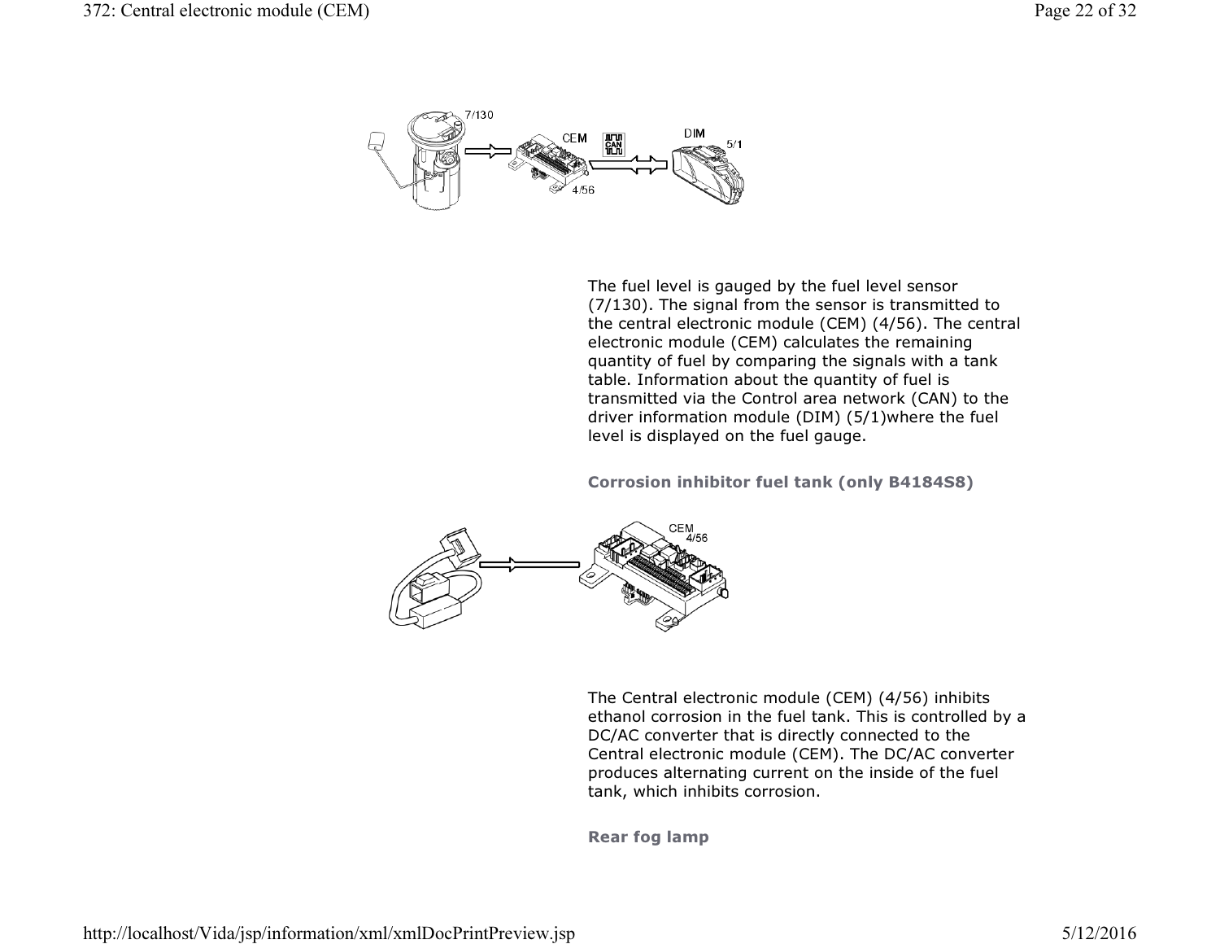The fuel level is gauged by the fuel level sensor (7/130). The signal from the sensor is transmitted to the central electronic module (CEM) (4/56). The central electronic module (CEM) calculates the remaining quantity of fuel by comparing the signals with a tank table. Information about the quantity of fuel is transmitted via the Control area network (CAN) to the driver information module (DIM) (5/1)where the fuel level is displayed on the fuel gauge.

### Corrosion inhibitor fuel tank (only B4184S8)

The Central electronic module (CEM) (4/56) inhibits ethanol corrosion in the fuel tank. This is controlled by a DC/AC converter that is directly connected to the Central electronic module (CEM). The DC/AC converter produces alternating current on the inside of the fuel tank, which inhibits corrosion.

### Rear fog lamp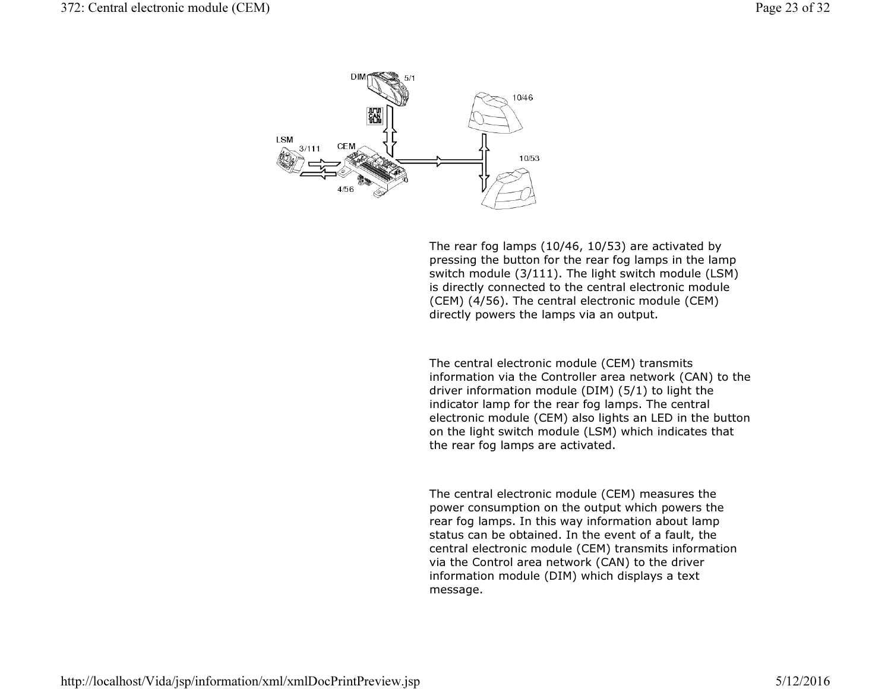The rear fog lamps (10/46, 10/53) are activated by pressing the button for the rear fog lamps in the lamp switch module (3/111). The light switch module (LSM) is directly connected to the central electronic module (CEM) (4/56). The central electronic module (CEM) directly powers the lamps via an output.

The central electronic module (CEM) transmits information via the Controller area network (CAN) to the driver information module (DIM) (5/1) to light the indicator lamp for the rear fog lamps. The central electronic module (CEM) also lights an LED in the button on the light switch module (LSM) which indicates that the rear fog lamps are activated.

The central electronic module (CEM) measures the power consumption on the output which powers the rear fog lamps. In this way information about lamp status can be obtained. In the event of a fault, the central electronic module (CEM) transmits information via the Control area network (CAN) to the driver information module (DIM) which displays a text message.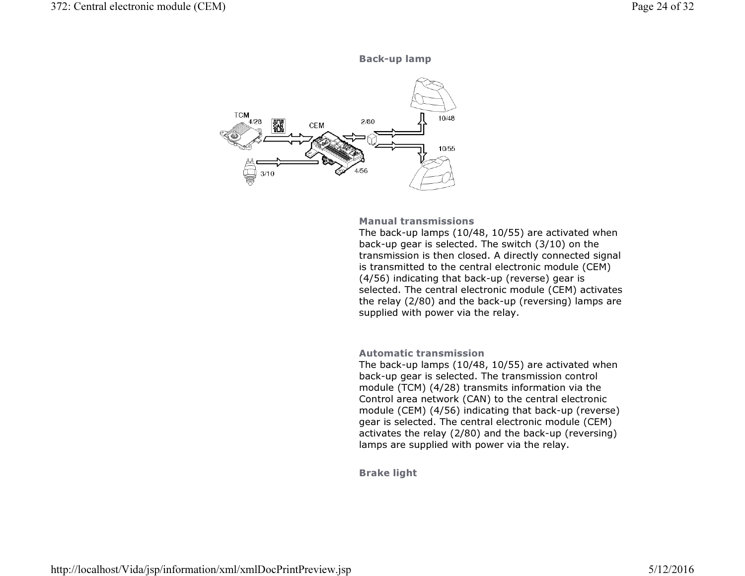### Back-up lamp

#### Manual transmissions

The back-up lamps (10/48, 10/55) are activated when back-up gear is selected. The switch (3/10) on the transmission is then closed. A directly connected signal is transmitted to the central electronic module (CEM) (4/56) indicating that back-up (reverse) gear is selected. The central electronic module (CEM) activates the relay (2/80) and the back-up (reversing) lamps are supplied with power via the relay.

#### Automatic transmission

The back-up lamps (10/48, 10/55) are activated when back-up gear is selected. The transmission control module (TCM) (4/28) transmits information via the Control area network (CAN) to the central electronic module (CEM) (4/56) indicating that back-up (reverse) gear is selected. The central electronic module (CEM) activates the relay (2/80) and the back-up (reversing) lamps are supplied with power via the relay.

### Brake light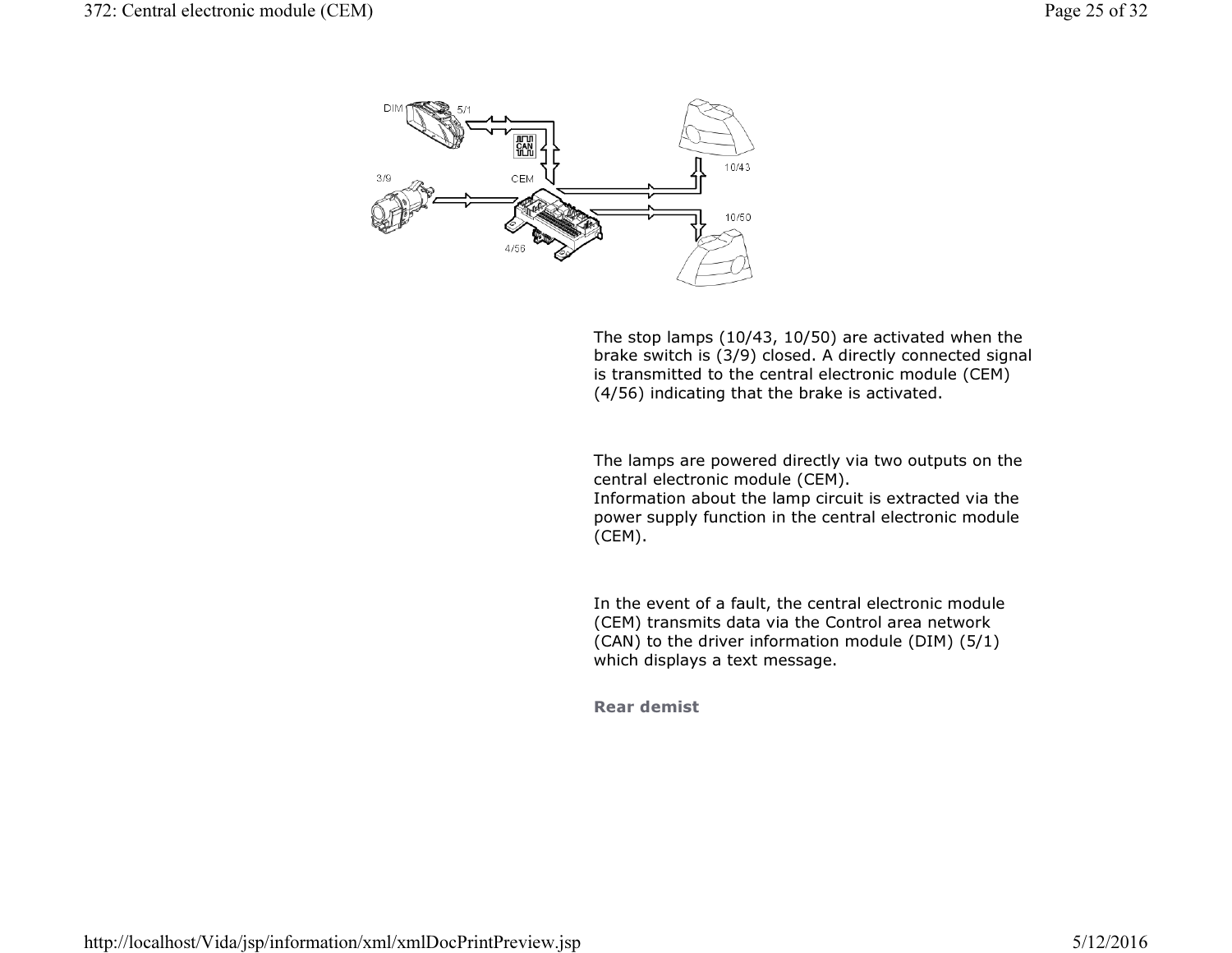The stop lamps (10/43, 10/50) are activated when the brake switch is (3/9) closed. A directly connected signal is transmitted to the central electronic module (CEM) (4/56) indicating that the brake is activated.

The lamps are powered directly via two outputs on the central electronic module (CEM).
Information about the lamp circuit is extracted via the power supply function in the central electronic module (CEM).

In the event of a fault, the central electronic module (CEM) transmits data via the Control area network (CAN) to the driver information module (DIM) (5/1) which displays a text message.

**Rear demist**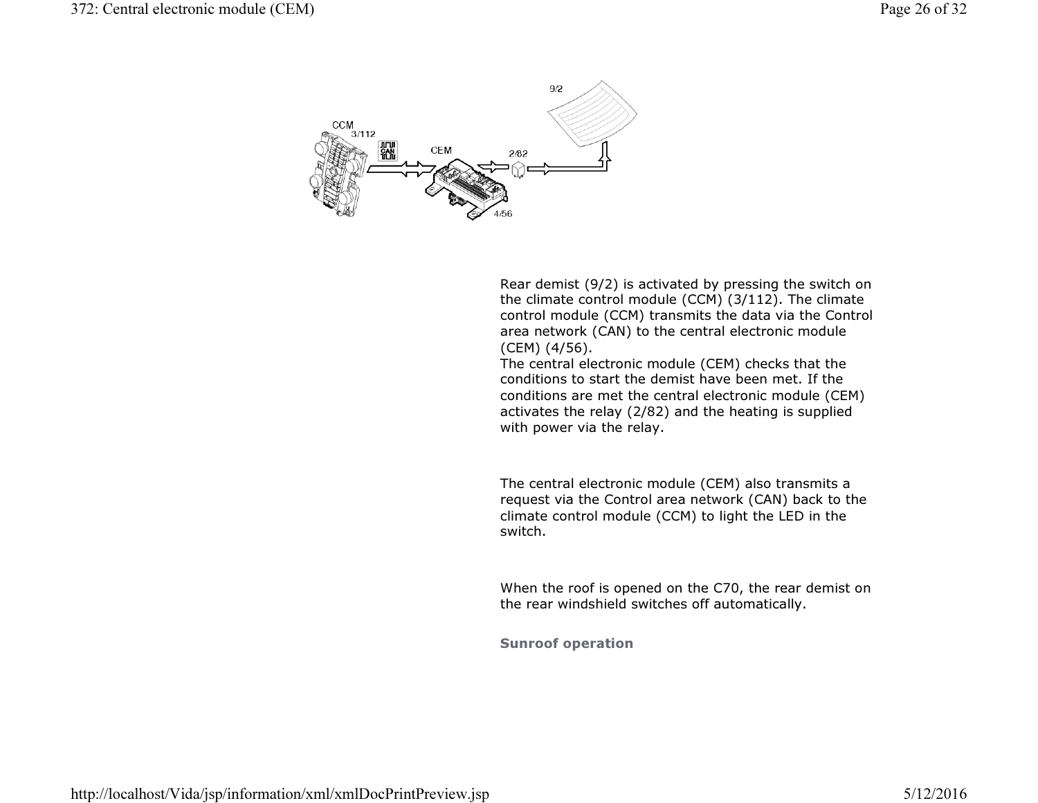Rear demist (9/2) is activated by pressing the switch on the climate control module (CCM) (3/112). The climate control module (CCM) transmits the data via the Control area network (CAN) to the central electronic module (CEM) (4/56).
The central electronic module (CEM) checks that the conditions to start the demist have been met. If the conditions are met the central electronic module (CEM) activates the relay (2/82) and the heating is supplied with power via the relay.

The central electronic module (CEM) also transmits a request via the Control area network (CAN) back to the climate control module (CCM) to light the LED in the switch.

When the roof is opened on the C70, the rear demist on the rear windshield switches off automatically.

**Sunroof operation**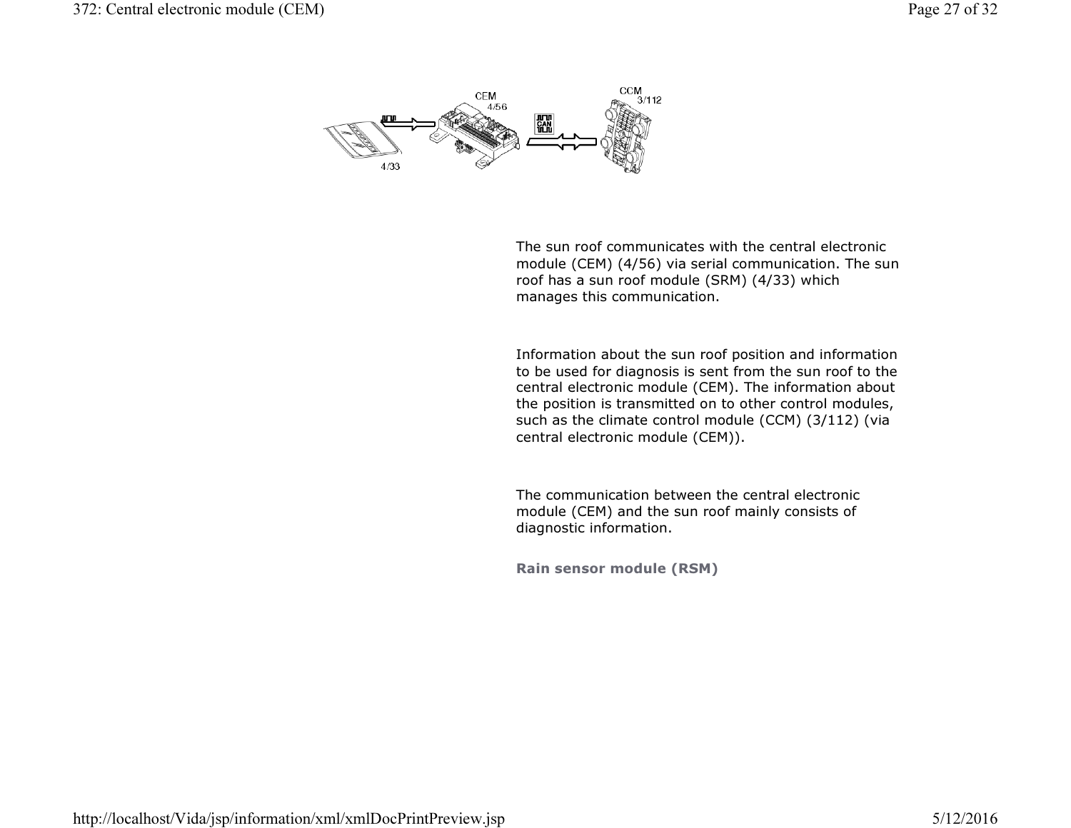The sun roof communicates with the central electronic module (CEM) (4/56) via serial communication. The sun roof has a sun roof module (SRM) (4/33) which manages this communication.

Information about the sun roof position and information to be used for diagnosis is sent from the sun roof to the central electronic module (CEM). The information about the position is transmitted on to other control modules, such as the climate control module (CCM) (3/112) (via central electronic module (CEM)).

The communication between the central electronic module (CEM) and the sun roof mainly consists of diagnostic information.

**Rain sensor module (RSM)**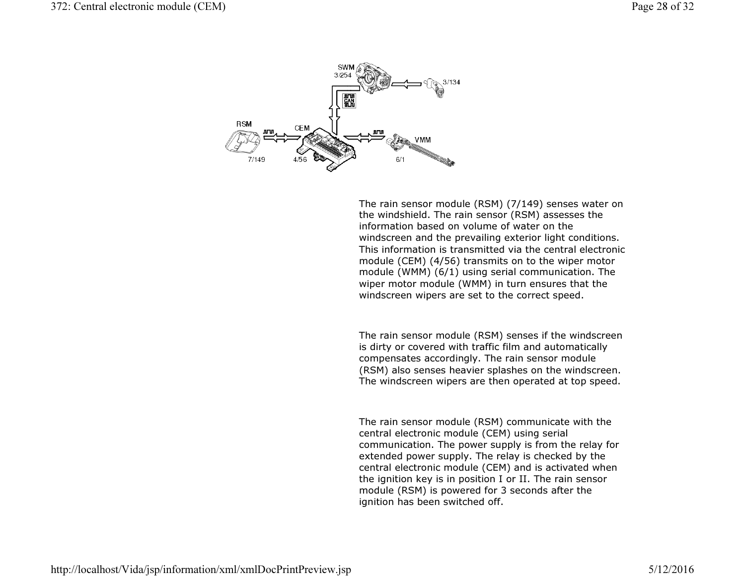The rain sensor module (RSM) (7/149) senses water on the windshield. The rain sensor (RSM) assesses the information based on volume of water on the windscreen and the prevailing exterior light conditions. This information is transmitted via the central electronic module (CEM) (4/56) transmits on to the wiper motor module (WMM) (6/1) using serial communication. The wiper motor module (WMM) in turn ensures that the windscreen wipers are set to the correct speed.

The rain sensor module (RSM) senses if the windscreen is dirty or covered with traffic film and automatically compensates accordingly. The rain sensor module (RSM) also senses heavier splashes on the windscreen. The windscreen wipers are then operated at top speed.

The rain sensor module (RSM) communicate with the central electronic module (CEM) using serial communication. The power supply is from the relay for extended power supply. The relay is checked by the central electronic module (CEM) and is activated when the ignition key is in position I or II. The rain sensor module (RSM) is powered for 3 seconds after the ignition has been switched off.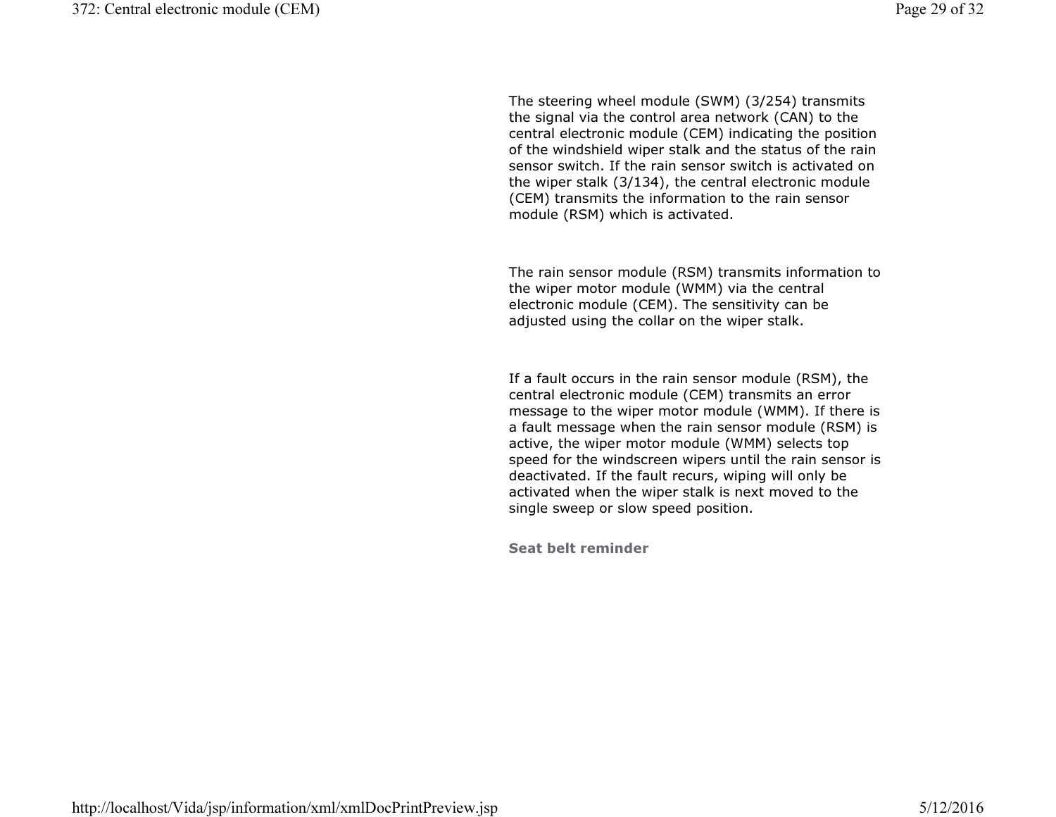The steering wheel module (SWM) (3/254) transmits the signal via the control area network (CAN) to the central electronic module (CEM) indicating the position of the windshield wiper stalk and the status of the rain sensor switch. If the rain sensor switch is activated on the wiper stalk (3/134), the central electronic module (CEM) transmits the information to the rain sensor module (RSM) which is activated.

The rain sensor module (RSM) transmits information to the wiper motor module (WMM) via the central electronic module (CEM). The sensitivity can be adjusted using the collar on the wiper stalk.

If a fault occurs in the rain sensor module (RSM), the central electronic module (CEM) transmits an error message to the wiper motor module (WMM). If there is a fault message when the rain sensor module (RSM) is active, the wiper motor module (WMM) selects top speed for the windscreen wipers until the rain sensor is deactivated. If the fault recurs, wiping will only be activated when the wiper stalk is next moved to the single sweep or slow speed position.

**Seat belt reminder**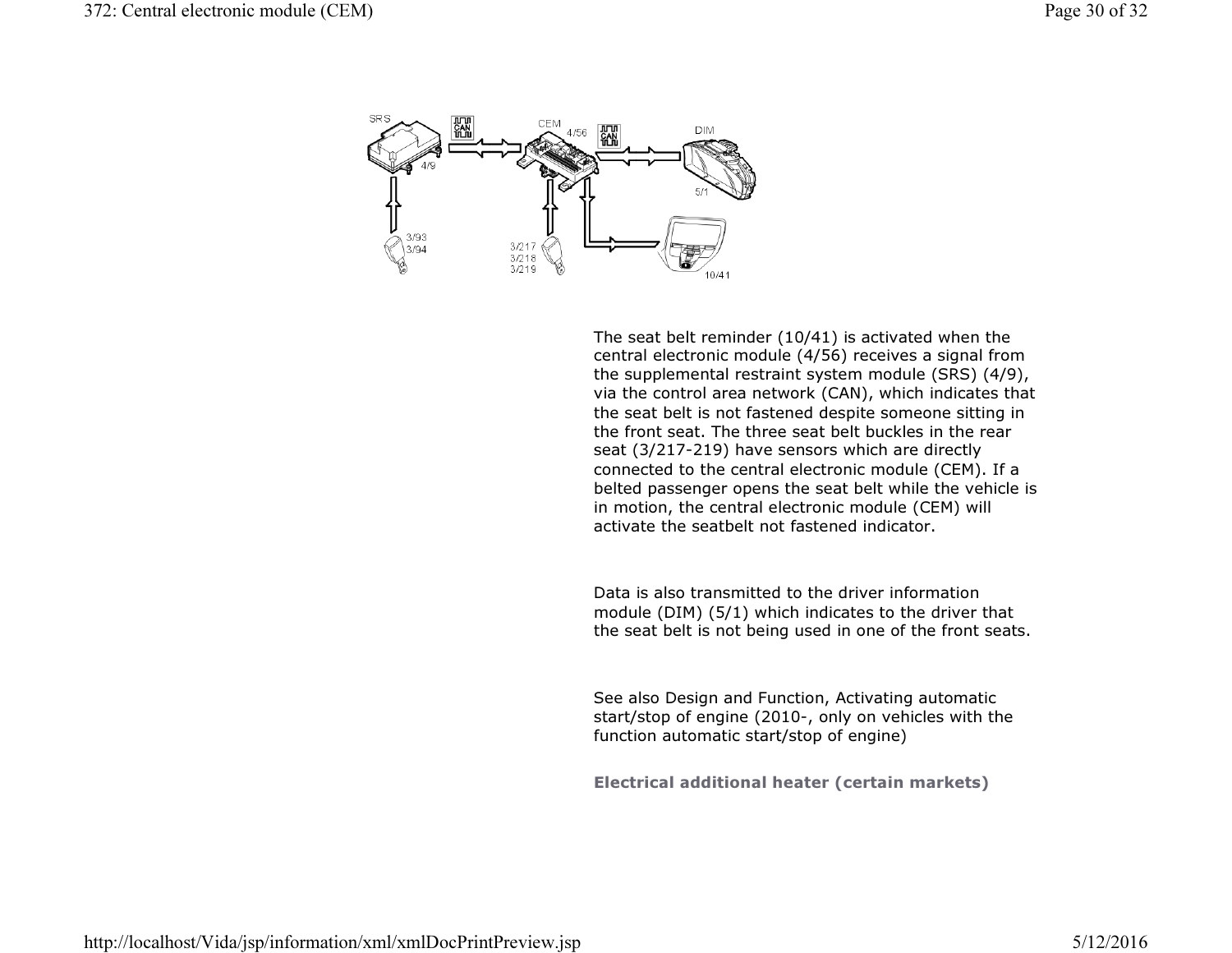The seat belt reminder (10/41) is activated when the central electronic module (4/56) receives a signal from the supplemental restraint system module (SRS) (4/9), via the control area network (CAN), which indicates that the seat belt is not fastened despite someone sitting in the front seat. The three seat belt buckles in the rear seat (3/217-219) have sensors which are directly connected to the central electronic module (CEM). If a belted passenger opens the seat belt while the vehicle is in motion, the central electronic module (CEM) will activate the seatbelt not fastened indicator.

Data is also transmitted to the driver information module (DIM) (5/1) which indicates to the driver that the seat belt is not being used in one of the front seats.

See also Design and Function, Activating automatic start/stop of engine (2010-, only on vehicles with the function automatic start/stop of engine)

**Electrical additional heater (certain markets)**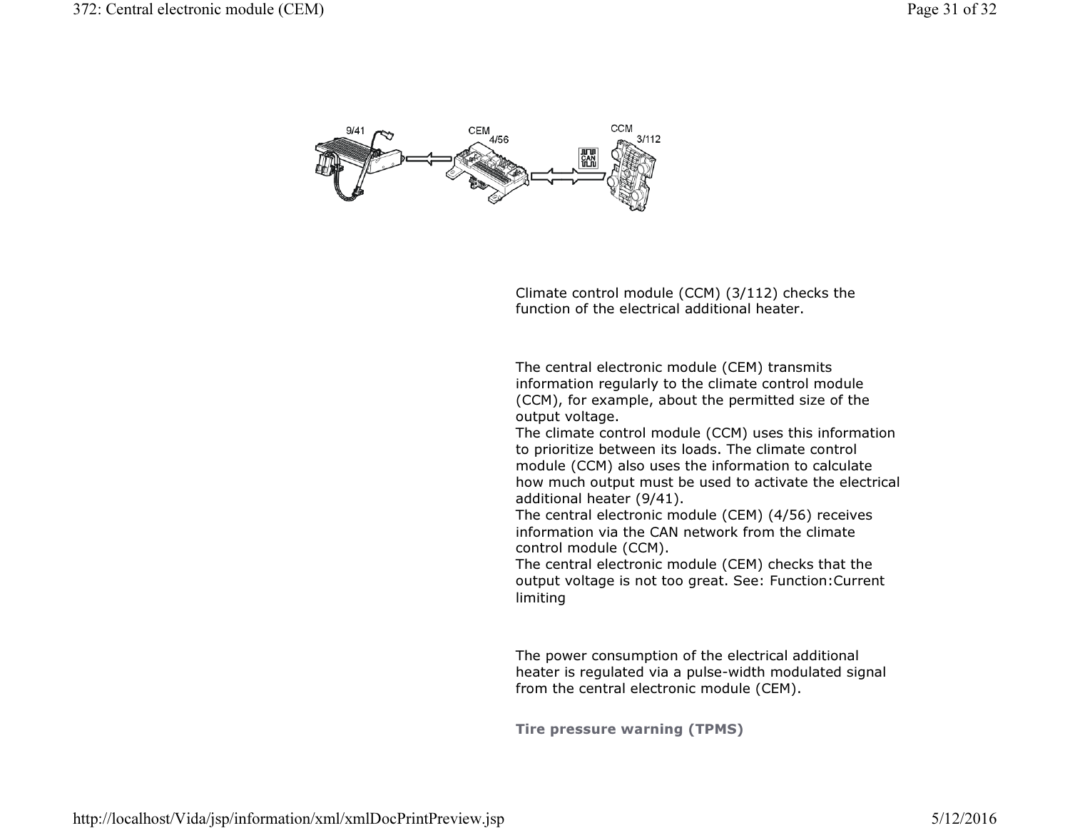Climate control module (CCM) (3/112) checks the function of the electrical additional heater.

The central electronic module (CEM) transmits information regularly to the climate control module (CCM), for example, about the permitted size of the output voltage.
The climate control module (CCM) uses this information to prioritize between its loads. The climate control module (CCM) also uses the information to calculate how much output must be used to activate the electrical additional heater (9/41).
The central electronic module (CEM) (4/56) receives information via the CAN network from the climate control module (CCM).
The central electronic module (CEM) checks that the output voltage is not too great. See: Function:Current limiting

The power consumption of the electrical additional heater is regulated via a pulse-width modulated signal from the central electronic module (CEM).

**Tire pressure warning (TPMS)**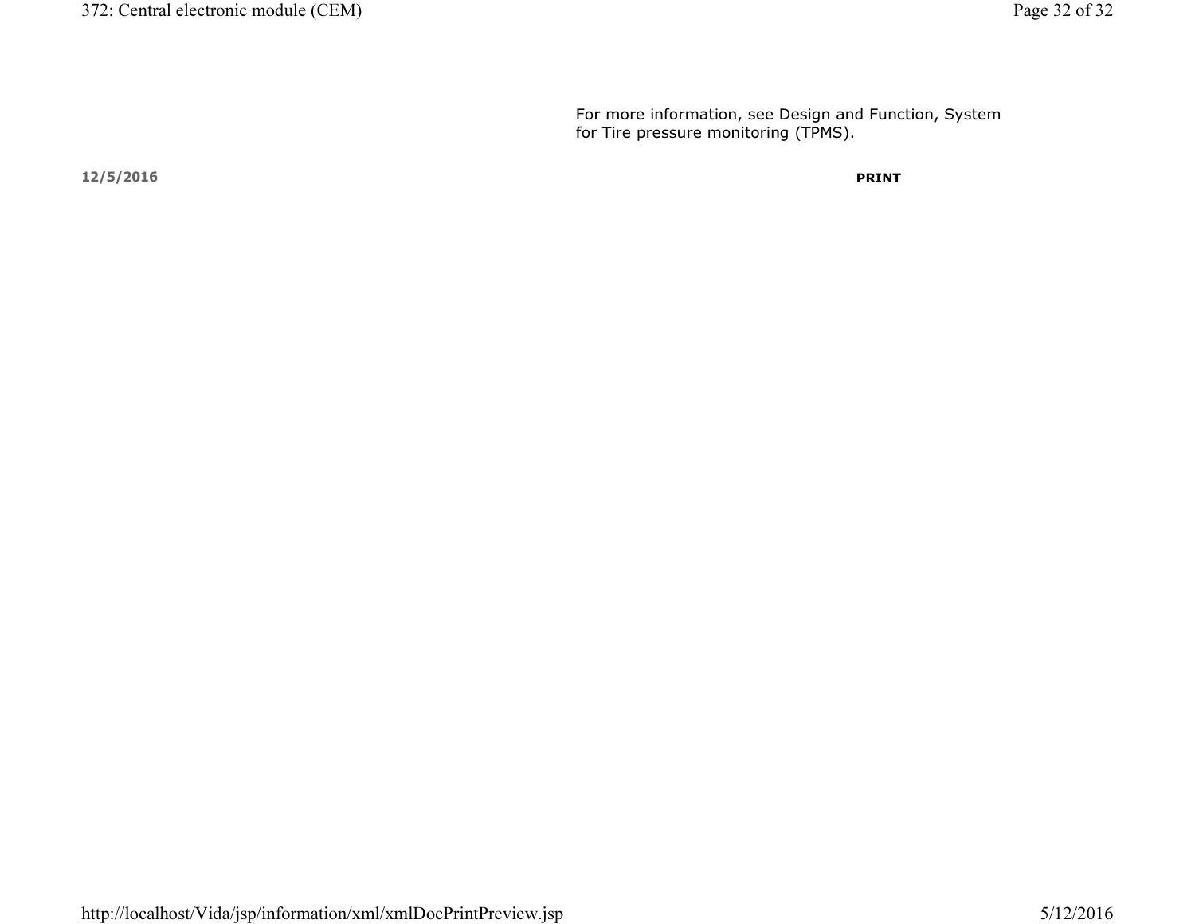For more information, see Design and Function, System for Tire pressure monitoring (TPMS).

12/5/2016

**PRINT**